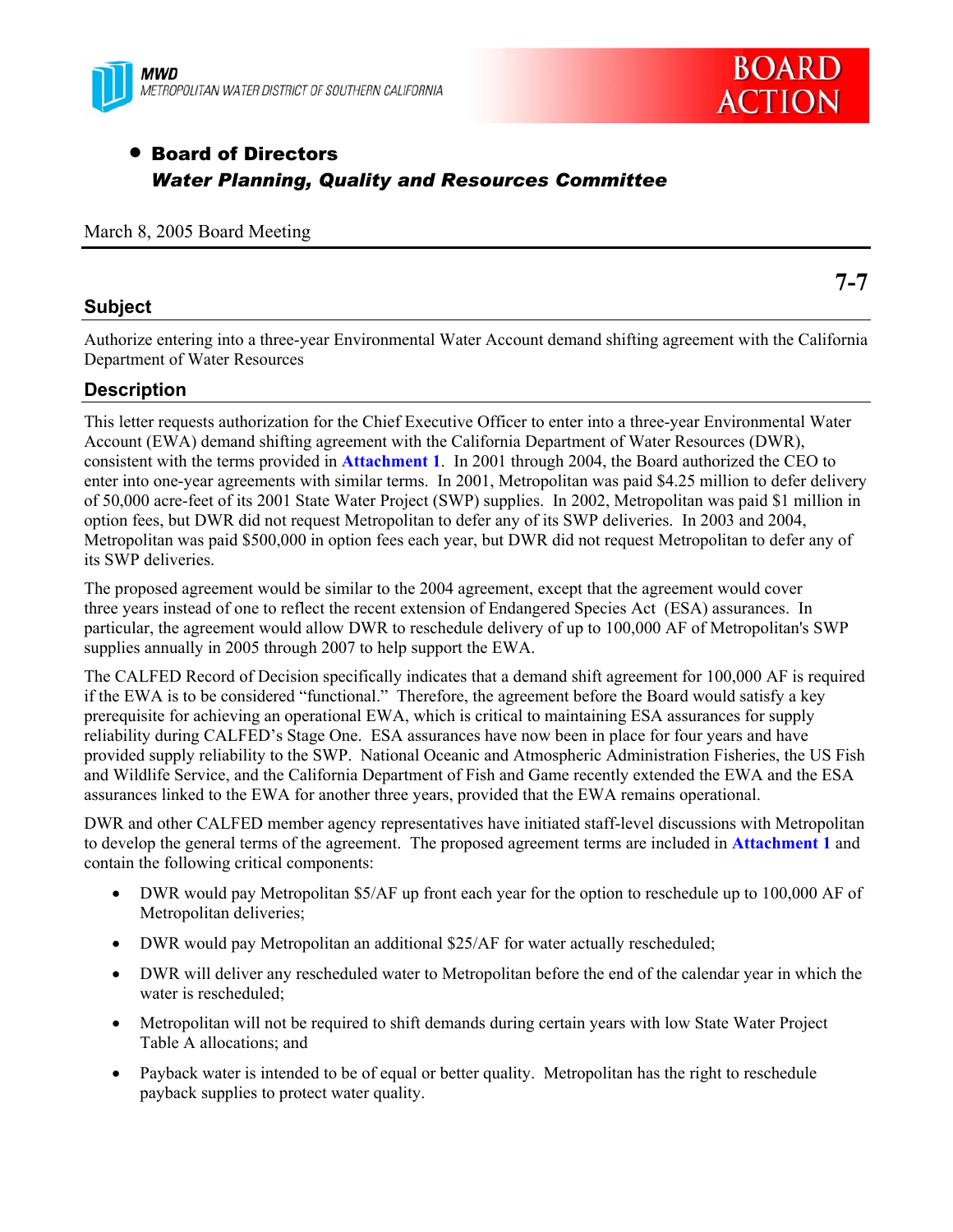MWD
METROPOLITAN WATER DISTRICT OF SOUTHERN CALIFORNIA

**BOARD ACTION**

- **Board of Directors**
  ***Water Planning, Quality and Resources Committee***

March 8, 2005 Board Meeting

**7-7**

## Subject

Authorize entering into a three-year Environmental Water Account demand shifting agreement with the California Department of Water Resources

## Description

This letter requests authorization for the Chief Executive Officer to enter into a three-year Environmental Water Account (EWA) demand shifting agreement with the California Department of Water Resources (DWR), consistent with the terms provided in **Attachment 1**. In 2001 through 2004, the Board authorized the CEO to enter into one-year agreements with similar terms. In 2001, Metropolitan was paid $4.25 million to defer delivery of 50,000 acre-feet of its 2001 State Water Project (SWP) supplies. In 2002, Metropolitan was paid $1 million in option fees, but DWR did not request Metropolitan to defer any of its SWP deliveries. In 2003 and 2004, Metropolitan was paid $500,000 in option fees each year, but DWR did not request Metropolitan to defer any of its SWP deliveries.

The proposed agreement would be similar to the 2004 agreement, except that the agreement would cover three years instead of one to reflect the recent extension of Endangered Species Act (ESA) assurances. In particular, the agreement would allow DWR to reschedule delivery of up to 100,000 AF of Metropolitan's SWP supplies annually in 2005 through 2007 to help support the EWA.

The CALFED Record of Decision specifically indicates that a demand shift agreement for 100,000 AF is required if the EWA is to be considered "functional." Therefore, the agreement before the Board would satisfy a key prerequisite for achieving an operational EWA, which is critical to maintaining ESA assurances for supply reliability during CALFED's Stage One. ESA assurances have now been in place for four years and have provided supply reliability to the SWP. National Oceanic and Atmospheric Administration Fisheries, the US Fish and Wildlife Service, and the California Department of Fish and Game recently extended the EWA and the ESA assurances linked to the EWA for another three years, provided that the EWA remains operational.

DWR and other CALFED member agency representatives have initiated staff-level discussions with Metropolitan to develop the general terms of the agreement. The proposed agreement terms are included in **Attachment 1** and contain the following critical components:

- DWR would pay Metropolitan $5/AF up front each year for the option to reschedule up to 100,000 AF of Metropolitan deliveries;
- DWR would pay Metropolitan an additional $25/AF for water actually rescheduled;
- DWR will deliver any rescheduled water to Metropolitan before the end of the calendar year in which the water is rescheduled;
- Metropolitan will not be required to shift demands during certain years with low State Water Project Table A allocations; and
- Payback water is intended to be of equal or better quality. Metropolitan has the right to reschedule payback supplies to protect water quality.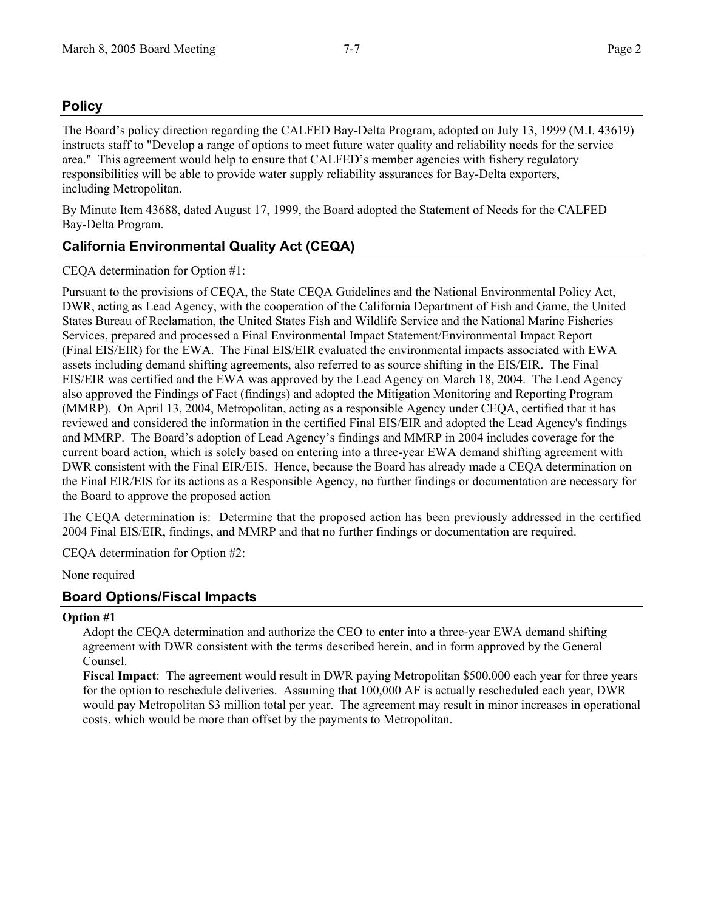## Policy

The Board's policy direction regarding the CALFED Bay-Delta Program, adopted on July 13, 1999 (M.I. 43619) instructs staff to "Develop a range of options to meet future water quality and reliability needs for the service area." This agreement would help to ensure that CALFED's member agencies with fishery regulatory responsibilities will be able to provide water supply reliability assurances for Bay-Delta exporters, including Metropolitan.

By Minute Item 43688, dated August 17, 1999, the Board adopted the Statement of Needs for the CALFED Bay-Delta Program.

## California Environmental Quality Act (CEQA)

CEQA determination for Option #1:

Pursuant to the provisions of CEQA, the State CEQA Guidelines and the National Environmental Policy Act, DWR, acting as Lead Agency, with the cooperation of the California Department of Fish and Game, the United States Bureau of Reclamation, the United States Fish and Wildlife Service and the National Marine Fisheries Services, prepared and processed a Final Environmental Impact Statement/Environmental Impact Report (Final EIS/EIR) for the EWA. The Final EIS/EIR evaluated the environmental impacts associated with EWA assets including demand shifting agreements, also referred to as source shifting in the EIS/EIR. The Final EIS/EIR was certified and the EWA was approved by the Lead Agency on March 18, 2004. The Lead Agency also approved the Findings of Fact (findings) and adopted the Mitigation Monitoring and Reporting Program (MMRP). On April 13, 2004, Metropolitan, acting as a responsible Agency under CEQA, certified that it has reviewed and considered the information in the certified Final EIS/EIR and adopted the Lead Agency's findings and MMRP. The Board's adoption of Lead Agency's findings and MMRP in 2004 includes coverage for the current board action, which is solely based on entering into a three-year EWA demand shifting agreement with DWR consistent with the Final EIR/EIS. Hence, because the Board has already made a CEQA determination on the Final EIR/EIS for its actions as a Responsible Agency, no further findings or documentation are necessary for the Board to approve the proposed action

The CEQA determination is: Determine that the proposed action has been previously addressed in the certified 2004 Final EIS/EIR, findings, and MMRP and that no further findings or documentation are required.

CEQA determination for Option #2:

None required

## Board Options/Fiscal Impacts

**Option #1**

Adopt the CEQA determination and authorize the CEO to enter into a three-year EWA demand shifting agreement with DWR consistent with the terms described herein, and in form approved by the General Counsel.

**Fiscal Impact**: The agreement would result in DWR paying Metropolitan \$500,000 each year for three years for the option to reschedule deliveries. Assuming that 100,000 AF is actually rescheduled each year, DWR would pay Metropolitan \$3 million total per year. The agreement may result in minor increases in operational costs, which would be more than offset by the payments to Metropolitan.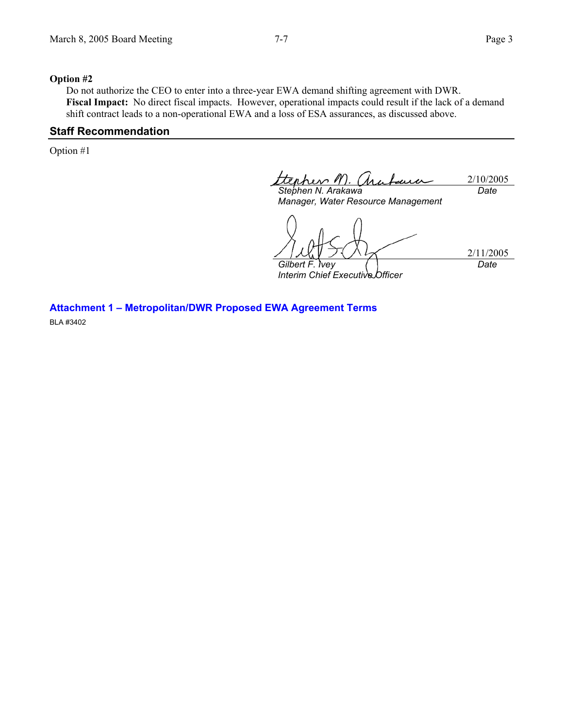**Option #2**

Do not authorize the CEO to enter into a three-year EWA demand shifting agreement with DWR.

**Fiscal Impact:** No direct fiscal impacts. However, operational impacts could result if the lack of a demand shift contract leads to a non-operational EWA and a loss of ESA assurances, as discussed above.

## Staff Recommendation

Option #1

| | |
|---|---|
| *Stephen N. Arakawa* | 2/10/2005 |
| *Manager, Water Resource Management* | *Date* |

| | |
|---|---|
| *Gilbert F. Ivey* | 2/11/2005 |
| *Interim Chief Executive Officer* | *Date* |

**Attachment 1 – Metropolitan/DWR Proposed EWA Agreement Terms**

BLA #3402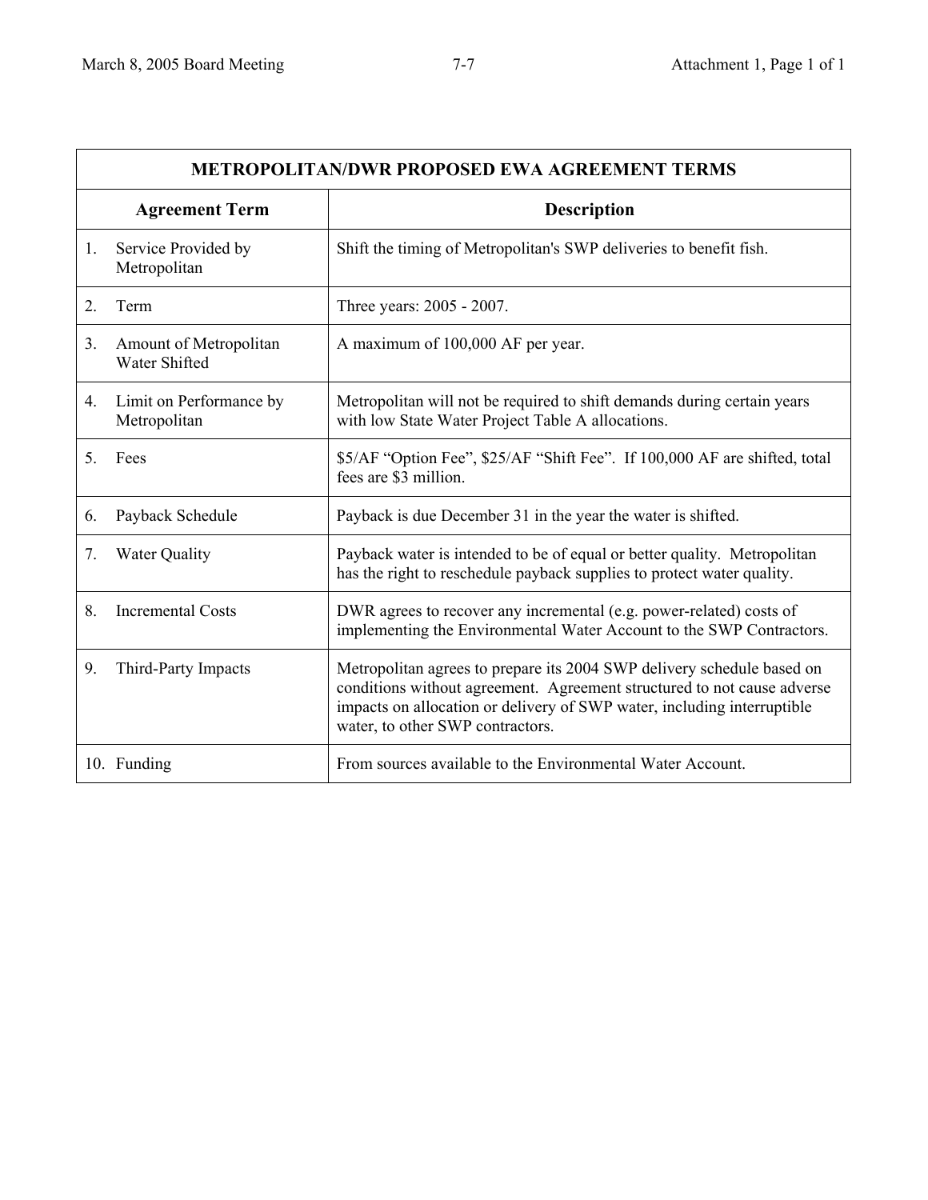| METROPOLITAN/DWR PROPOSED EWA AGREEMENT TERMS | |
|---|---|
| **Agreement Term** | **Description** |
| 1. Service Provided by Metropolitan | Shift the timing of Metropolitan's SWP deliveries to benefit fish. |
| 2. Term | Three years: 2005 - 2007. |
| 3. Amount of Metropolitan Water Shifted | A maximum of 100,000 AF per year. |
| 4. Limit on Performance by Metropolitan | Metropolitan will not be required to shift demands during certain years with low State Water Project Table A allocations. |
| 5. Fees | $5/AF "Option Fee", $25/AF "Shift Fee". If 100,000 AF are shifted, total fees are $3 million. |
| 6. Payback Schedule | Payback is due December 31 in the year the water is shifted. |
| 7. Water Quality | Payback water is intended to be of equal or better quality. Metropolitan has the right to reschedule payback supplies to protect water quality. |
| 8. Incremental Costs | DWR agrees to recover any incremental (e.g. power-related) costs of implementing the Environmental Water Account to the SWP Contractors. |
| 9. Third-Party Impacts | Metropolitan agrees to prepare its 2004 SWP delivery schedule based on conditions without agreement. Agreement structured to not cause adverse impacts on allocation or delivery of SWP water, including interruptible water, to other SWP contractors. |
| 10. Funding | From sources available to the Environmental Water Account. |